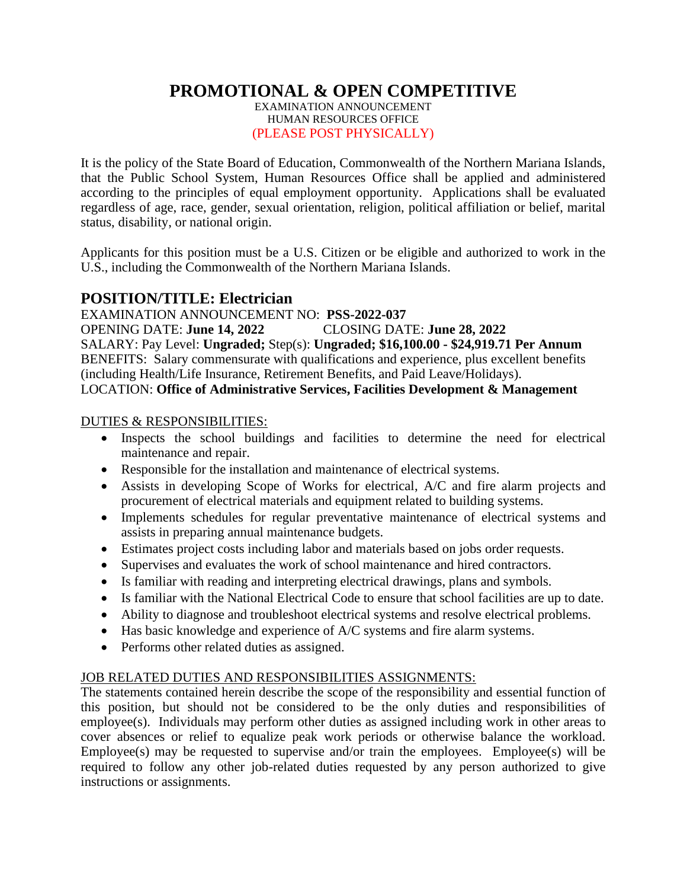# PROMOTIONAL & OPEN COMPETITIVE

EXAMINATION ANNOUNCEMENT
HUMAN RESOURCES OFFICE
(PLEASE POST PHYSICALLY)

It is the policy of the State Board of Education, Commonwealth of the Northern Mariana Islands, that the Public School System, Human Resources Office shall be applied and administered according to the principles of equal employment opportunity. Applications shall be evaluated regardless of age, race, gender, sexual orientation, religion, political affiliation or belief, marital status, disability, or national origin.

Applicants for this position must be a U.S. Citizen or be eligible and authorized to work in the U.S., including the Commonwealth of the Northern Mariana Islands.

## POSITION/TITLE: Electrician

EXAMINATION ANNOUNCEMENT NO: **PSS-2022-037**
OPENING DATE: **June 14, 2022** CLOSING DATE: **June 28, 2022**
SALARY: Pay Level: **Ungraded;** Step(s): **Ungraded; $16,100.00 - $24,919.71 Per Annum**
BENEFITS: Salary commensurate with qualifications and experience, plus excellent benefits (including Health/Life Insurance, Retirement Benefits, and Paid Leave/Holidays).
LOCATION: **Office of Administrative Services, Facilities Development & Management**

DUTIES & RESPONSIBILITIES:

- Inspects the school buildings and facilities to determine the need for electrical maintenance and repair.
- Responsible for the installation and maintenance of electrical systems.
- Assists in developing Scope of Works for electrical, A/C and fire alarm projects and procurement of electrical materials and equipment related to building systems.
- Implements schedules for regular preventative maintenance of electrical systems and assists in preparing annual maintenance budgets.
- Estimates project costs including labor and materials based on jobs order requests.
- Supervises and evaluates the work of school maintenance and hired contractors.
- Is familiar with reading and interpreting electrical drawings, plans and symbols.
- Is familiar with the National Electrical Code to ensure that school facilities are up to date.
- Ability to diagnose and troubleshoot electrical systems and resolve electrical problems.
- Has basic knowledge and experience of A/C systems and fire alarm systems.
- Performs other related duties as assigned.

JOB RELATED DUTIES AND RESPONSIBILITIES ASSIGNMENTS:

The statements contained herein describe the scope of the responsibility and essential function of this position, but should not be considered to be the only duties and responsibilities of employee(s). Individuals may perform other duties as assigned including work in other areas to cover absences or relief to equalize peak work periods or otherwise balance the workload. Employee(s) may be requested to supervise and/or train the employees. Employee(s) will be required to follow any other job-related duties requested by any person authorized to give instructions or assignments.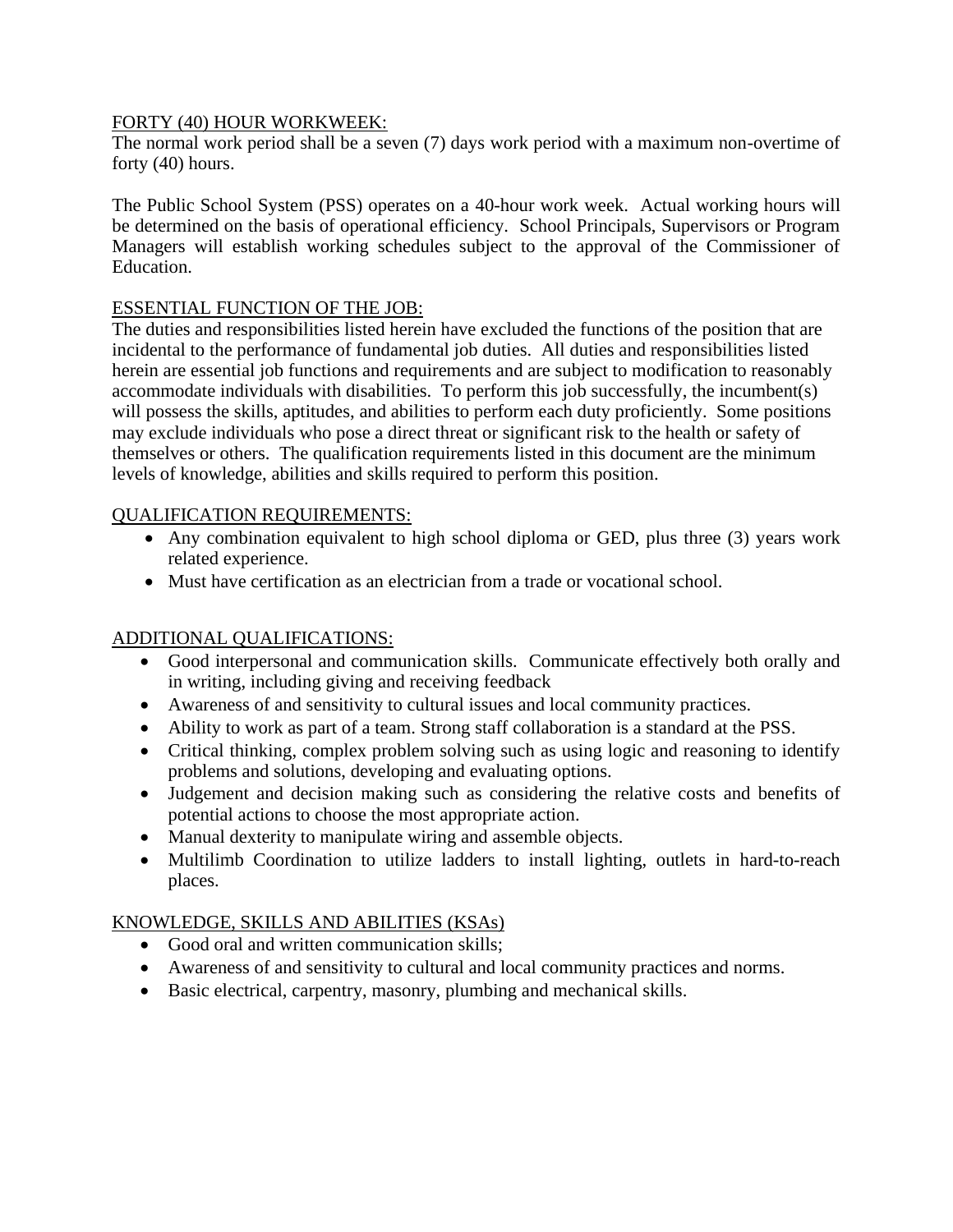## FORTY (40) HOUR WORKWEEK:

The normal work period shall be a seven (7) days work period with a maximum non-overtime of forty (40) hours.

The Public School System (PSS) operates on a 40-hour work week. Actual working hours will be determined on the basis of operational efficiency. School Principals, Supervisors or Program Managers will establish working schedules subject to the approval of the Commissioner of Education.

## ESSENTIAL FUNCTION OF THE JOB:

The duties and responsibilities listed herein have excluded the functions of the position that are incidental to the performance of fundamental job duties. All duties and responsibilities listed herein are essential job functions and requirements and are subject to modification to reasonably accommodate individuals with disabilities. To perform this job successfully, the incumbent(s) will possess the skills, aptitudes, and abilities to perform each duty proficiently. Some positions may exclude individuals who pose a direct threat or significant risk to the health or safety of themselves or others. The qualification requirements listed in this document are the minimum levels of knowledge, abilities and skills required to perform this position.

## QUALIFICATION REQUIREMENTS:

- Any combination equivalent to high school diploma or GED, plus three (3) years work related experience.
- Must have certification as an electrician from a trade or vocational school.

## ADDITIONAL QUALIFICATIONS:

- Good interpersonal and communication skills. Communicate effectively both orally and in writing, including giving and receiving feedback
- Awareness of and sensitivity to cultural issues and local community practices.
- Ability to work as part of a team. Strong staff collaboration is a standard at the PSS.
- Critical thinking, complex problem solving such as using logic and reasoning to identify problems and solutions, developing and evaluating options.
- Judgement and decision making such as considering the relative costs and benefits of potential actions to choose the most appropriate action.
- Manual dexterity to manipulate wiring and assemble objects.
- Multilimb Coordination to utilize ladders to install lighting, outlets in hard-to-reach places.

## KNOWLEDGE, SKILLS AND ABILITIES (KSAs)

- Good oral and written communication skills;
- Awareness of and sensitivity to cultural and local community practices and norms.
- Basic electrical, carpentry, masonry, plumbing and mechanical skills.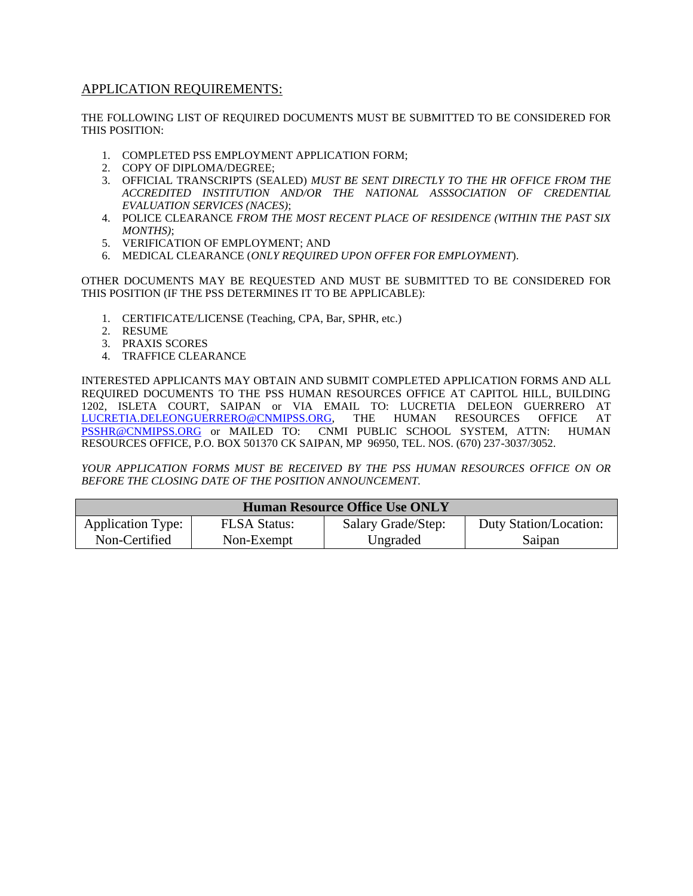## APPLICATION REQUIREMENTS:

THE FOLLOWING LIST OF REQUIRED DOCUMENTS MUST BE SUBMITTED TO BE CONSIDERED FOR THIS POSITION:

1. COMPLETED PSS EMPLOYMENT APPLICATION FORM;
2. COPY OF DIPLOMA/DEGREE;
3. OFFICIAL TRANSCRIPTS (SEALED) *MUST BE SENT DIRECTLY TO THE HR OFFICE FROM THE ACCREDITED INSTITUTION AND/OR THE NATIONAL ASSSOCIATION OF CREDENTIAL EVALUATION SERVICES (NACES)*;
4. POLICE CLEARANCE *FROM THE MOST RECENT PLACE OF RESIDENCE (WITHIN THE PAST SIX MONTHS)*;
5. VERIFICATION OF EMPLOYMENT; AND
6. MEDICAL CLEARANCE (*ONLY REQUIRED UPON OFFER FOR EMPLOYMENT*).

OTHER DOCUMENTS MAY BE REQUESTED AND MUST BE SUBMITTED TO BE CONSIDERED FOR THIS POSITION (IF THE PSS DETERMINES IT TO BE APPLICABLE):

1. CERTIFICATE/LICENSE (Teaching, CPA, Bar, SPHR, etc.)
2. RESUME
3. PRAXIS SCORES
4. TRAFFICE CLEARANCE

INTERESTED APPLICANTS MAY OBTAIN AND SUBMIT COMPLETED APPLICATION FORMS AND ALL REQUIRED DOCUMENTS TO THE PSS HUMAN RESOURCES OFFICE AT CAPITOL HILL, BUILDING 1202, ISLETA COURT, SAIPAN or VIA EMAIL TO: LUCRETIA DELEON GUERRERO AT LUCRETIA.DELEONGUERRERO@CNMIPSS.ORG, THE HUMAN RESOURCES OFFICE AT PSSHR@CNMIPSS.ORG or MAILED TO: CNMI PUBLIC SCHOOL SYSTEM, ATTN: HUMAN RESOURCES OFFICE, P.O. BOX 501370 CK SAIPAN, MP 96950, TEL. NOS. (670) 237-3037/3052.

*YOUR APPLICATION FORMS MUST BE RECEIVED BY THE PSS HUMAN RESOURCES OFFICE ON OR BEFORE THE CLOSING DATE OF THE POSITION ANNOUNCEMENT.*

| **Human Resource Office Use ONLY** | | | |
|---|---|---|---|
| Application Type: Non-Certified | FLSA Status: Non-Exempt | Salary Grade/Step: Ungraded | Duty Station/Location: Saipan |